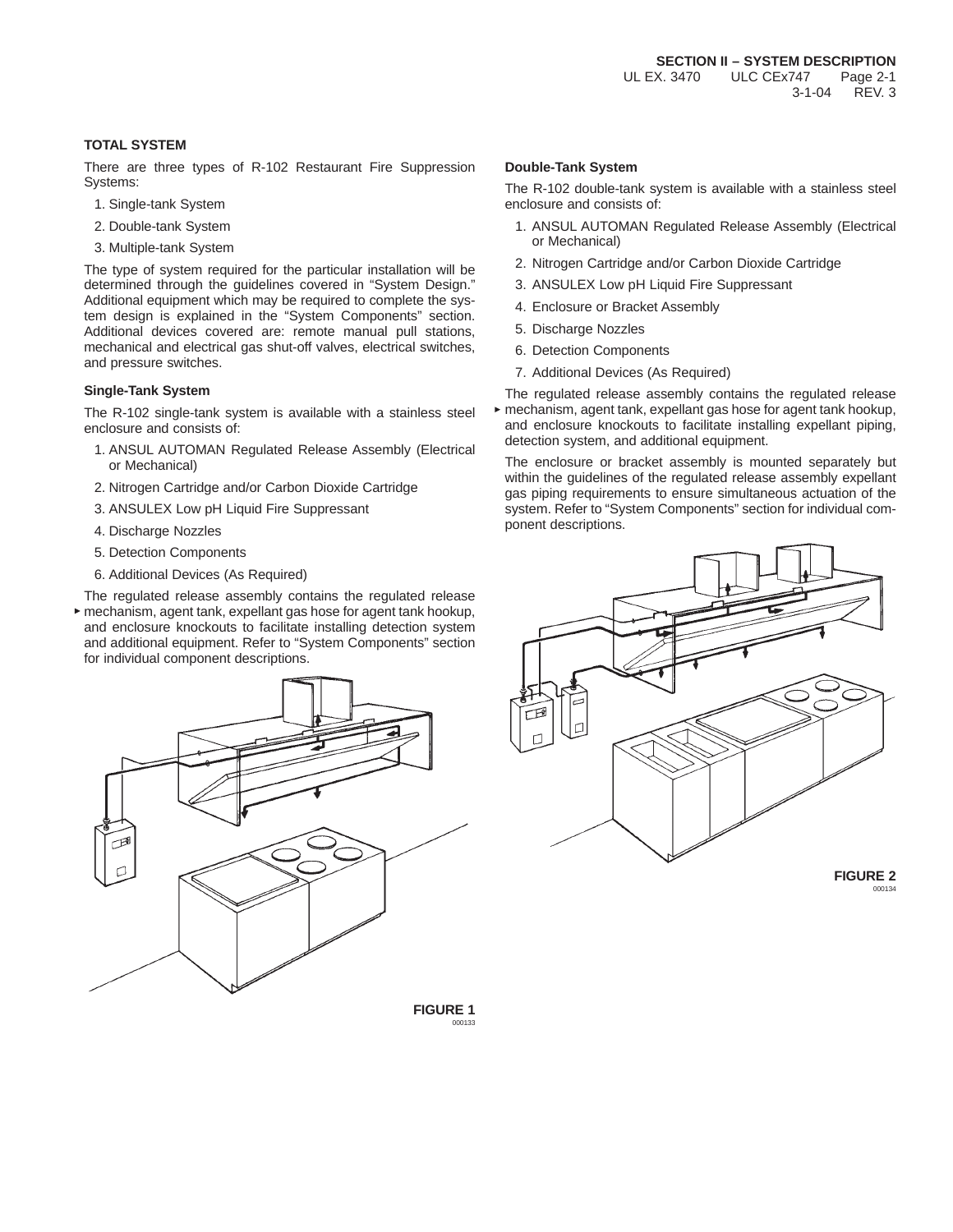## TOTAL SYSTEM

There are three types of R-102 Restaurant Fire Suppression Systems:

1. Single-tank System
2. Double-tank System
3. Multiple-tank System

The type of system required for the particular installation will be determined through the guidelines covered in "System Design." Additional equipment which may be required to complete the system design is explained in the "System Components" section. Additional devices covered are: remote manual pull stations, mechanical and electrical gas shut-off valves, electrical switches, and pressure switches.

### Single-Tank System

The R-102 single-tank system is available with a stainless steel enclosure and consists of:

1. ANSUL AUTOMAN Regulated Release Assembly (Electrical or Mechanical)
2. Nitrogen Cartridge and/or Carbon Dioxide Cartridge
3. ANSULEX Low pH Liquid Fire Suppressant
4. Discharge Nozzles
5. Detection Components
6. Additional Devices (As Required)

The regulated release assembly contains the regulated release mechanism, agent tank, expellant gas hose for agent tank hookup, and enclosure knockouts to facilitate installing detection system and additional equipment. Refer to "System Components" section for individual component descriptions.

FIGURE 1
000133

### Double-Tank System

The R-102 double-tank system is available with a stainless steel enclosure and consists of:

1. ANSUL AUTOMAN Regulated Release Assembly (Electrical or Mechanical)
2. Nitrogen Cartridge and/or Carbon Dioxide Cartridge
3. ANSULEX Low pH Liquid Fire Suppressant
4. Enclosure or Bracket Assembly
5. Discharge Nozzles
6. Detection Components
7. Additional Devices (As Required)

The regulated release assembly contains the regulated release mechanism, agent tank, expellant gas hose for agent tank hookup, and enclosure knockouts to facilitate installing expellant piping, detection system, and additional equipment.

The enclosure or bracket assembly is mounted separately but within the guidelines of the regulated release assembly expellant gas piping requirements to ensure simultaneous actuation of the system. Refer to "System Components" section for individual component descriptions.

FIGURE 2
000134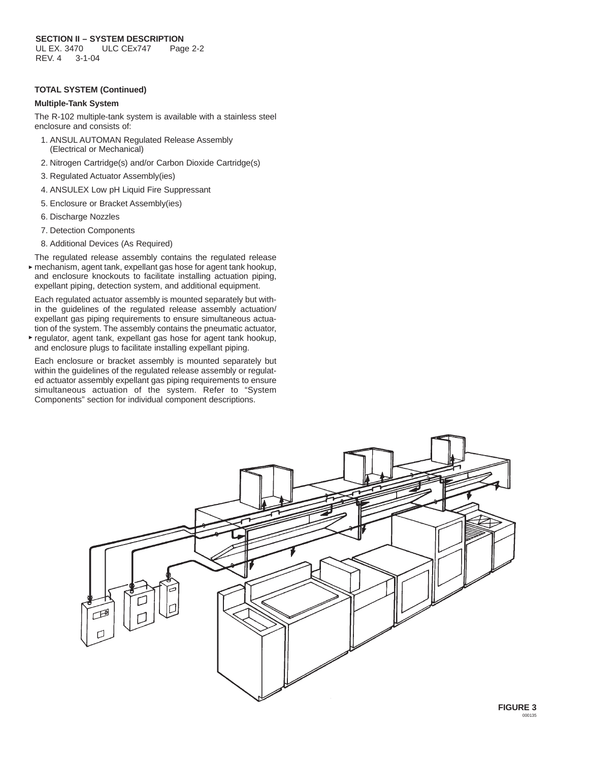**TOTAL SYSTEM (Continued)**

**Multiple-Tank System**

The R-102 multiple-tank system is available with a stainless steel enclosure and consists of:

1. ANSUL AUTOMAN Regulated Release Assembly (Electrical or Mechanical)
2. Nitrogen Cartridge(s) and/or Carbon Dioxide Cartridge(s)
3. Regulated Actuator Assembly(ies)
4. ANSULEX Low pH Liquid Fire Suppressant
5. Enclosure or Bracket Assembly(ies)
6. Discharge Nozzles
7. Detection Components
8. Additional Devices (As Required)

The regulated release assembly contains the regulated release mechanism, agent tank, expellant gas hose for agent tank hookup, and enclosure knockouts to facilitate installing actuation piping, expellant piping, detection system, and additional equipment.

Each regulated actuator assembly is mounted separately but within the guidelines of the regulated release assembly actuation/expellant gas piping requirements to ensure simultaneous actuation of the system. The assembly contains the pneumatic actuator, regulator, agent tank, expellant gas hose for agent tank hookup, and enclosure plugs to facilitate installing expellant piping.

Each enclosure or bracket assembly is mounted separately but within the guidelines of the regulated release assembly or regulated actuator assembly expellant gas piping requirements to ensure simultaneous actuation of the system. Refer to "System Components" section for individual component descriptions.

**FIGURE 3**
000135